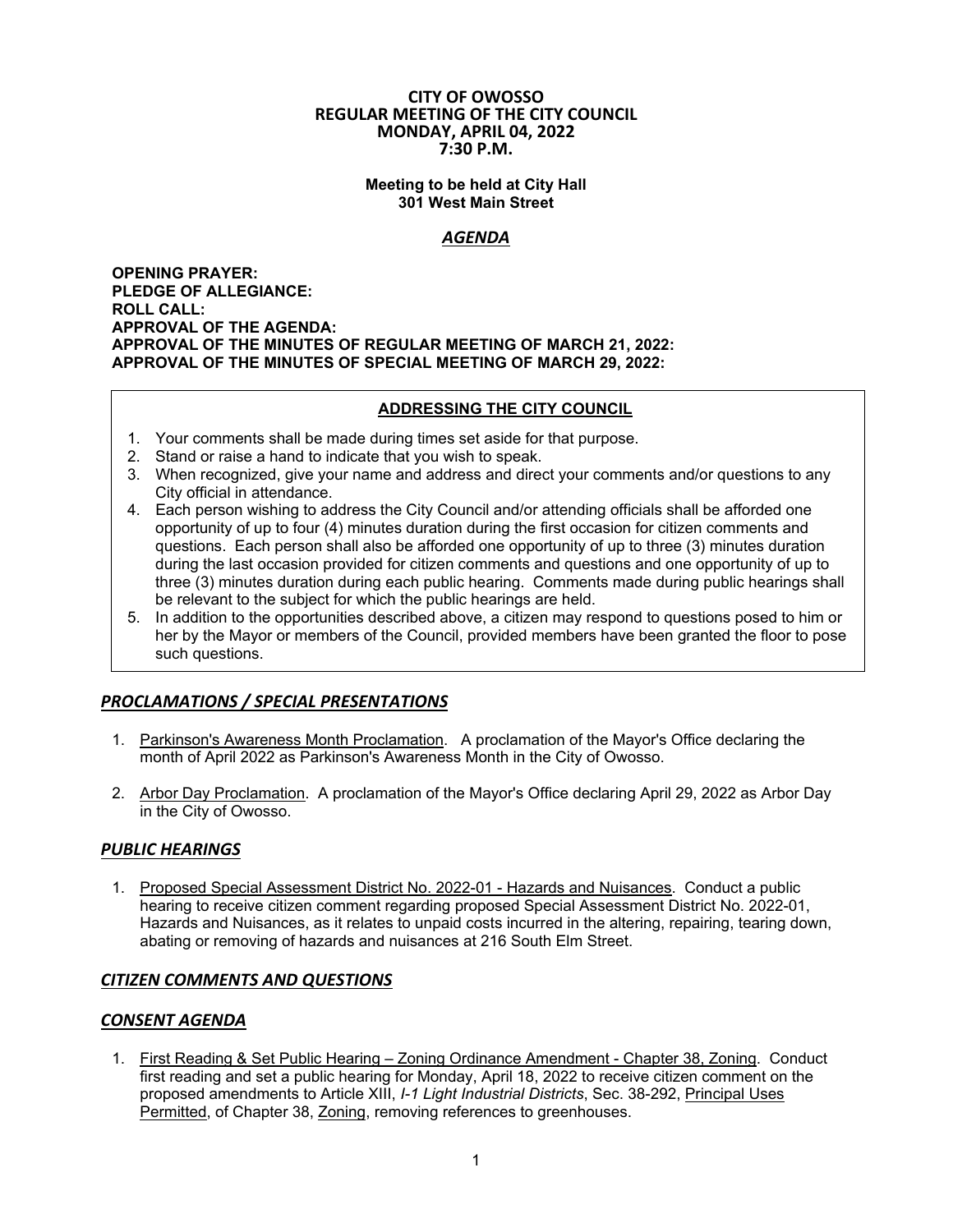# CITY OF OWOSSO
## REGULAR MEETING OF THE CITY COUNCIL
## MONDAY, APRIL 04, 2022
## 7:30 P.M.

**Meeting to be held at City Hall**
**301 West Main Street**

## *AGENDA*

**OPENING PRAYER:**
**PLEDGE OF ALLEGIANCE:**
**ROLL CALL:**
**APPROVAL OF THE AGENDA:**
**APPROVAL OF THE MINUTES OF REGULAR MEETING OF MARCH 21, 2022:**
**APPROVAL OF THE MINUTES OF SPECIAL MEETING OF MARCH 29, 2022:**

**ADDRESSING THE CITY COUNCIL**

1. Your comments shall be made during times set aside for that purpose.
2. Stand or raise a hand to indicate that you wish to speak.
3. When recognized, give your name and address and direct your comments and/or questions to any City official in attendance.
4. Each person wishing to address the City Council and/or attending officials shall be afforded one opportunity of up to four (4) minutes duration during the first occasion for citizen comments and questions. Each person shall also be afforded one opportunity of up to three (3) minutes duration during the last occasion provided for citizen comments and questions and one opportunity of up to three (3) minutes duration during each public hearing. Comments made during public hearings shall be relevant to the subject for which the public hearings are held.
5. In addition to the opportunities described above, a citizen may respond to questions posed to him or her by the Mayor or members of the Council, provided members have been granted the floor to pose such questions.

## *PROCLAMATIONS / SPECIAL PRESENTATIONS*

1. Parkinson's Awareness Month Proclamation. A proclamation of the Mayor's Office declaring the month of April 2022 as Parkinson's Awareness Month in the City of Owosso.

2. Arbor Day Proclamation. A proclamation of the Mayor's Office declaring April 29, 2022 as Arbor Day in the City of Owosso.

## *PUBLIC HEARINGS*

1. Proposed Special Assessment District No. 2022-01 - Hazards and Nuisances. Conduct a public hearing to receive citizen comment regarding proposed Special Assessment District No. 2022-01, Hazards and Nuisances, as it relates to unpaid costs incurred in the altering, repairing, tearing down, abating or removing of hazards and nuisances at 216 South Elm Street.

## *CITIZEN COMMENTS AND QUESTIONS*

## *CONSENT AGENDA*

1. First Reading & Set Public Hearing – Zoning Ordinance Amendment - Chapter 38, Zoning. Conduct first reading and set a public hearing for Monday, April 18, 2022 to receive citizen comment on the proposed amendments to Article XIII, *I-1 Light Industrial Districts*, Sec. 38-292, Principal Uses Permitted, of Chapter 38, Zoning, removing references to greenhouses.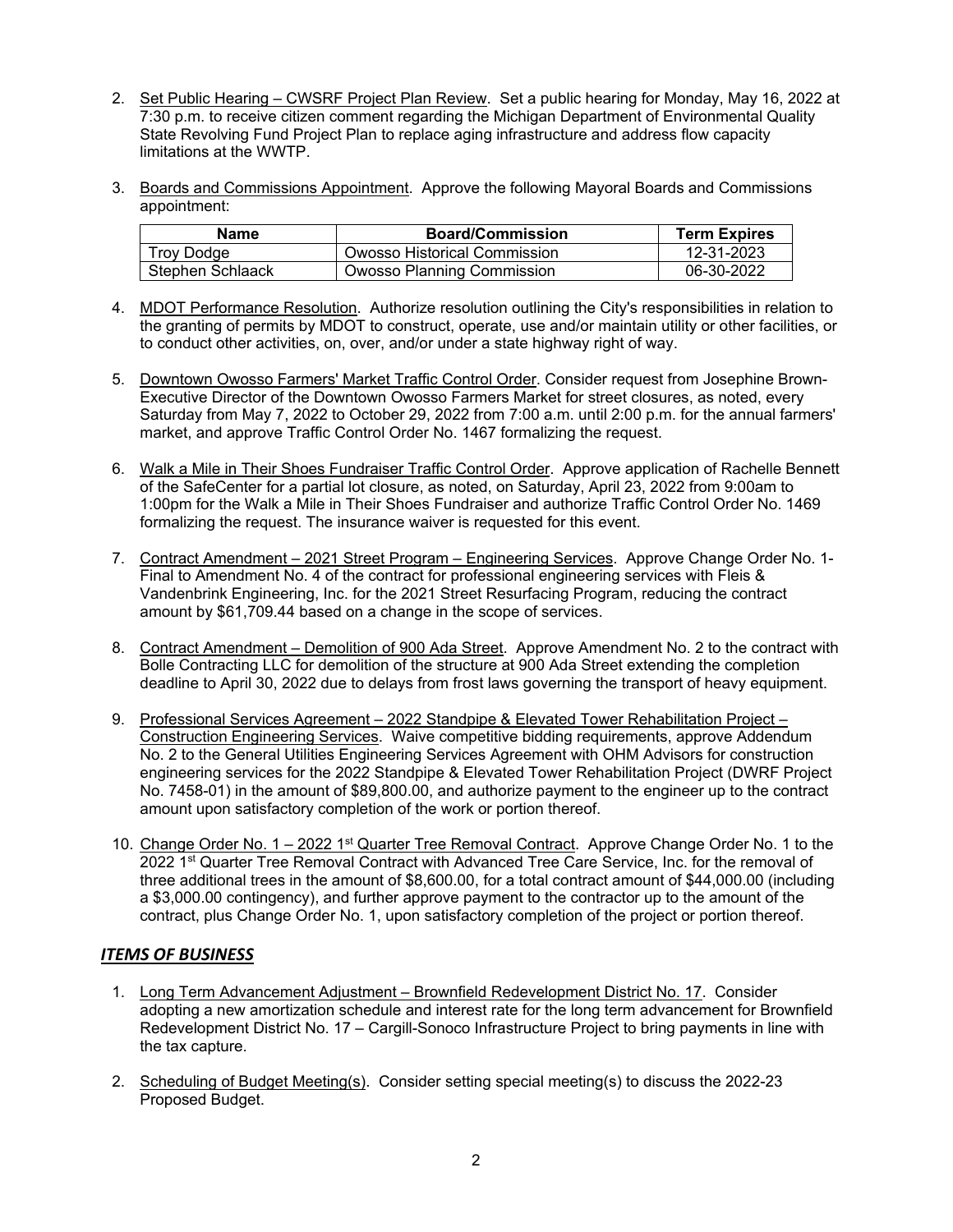2. Set Public Hearing – CWSRF Project Plan Review. Set a public hearing for Monday, May 16, 2022 at 7:30 p.m. to receive citizen comment regarding the Michigan Department of Environmental Quality State Revolving Fund Project Plan to replace aging infrastructure and address flow capacity limitations at the WWTP.

3. Boards and Commissions Appointment. Approve the following Mayoral Boards and Commissions appointment:

| Name | Board/Commission | Term Expires |
|---|---|---|
| Troy Dodge | Owosso Historical Commission | 12-31-2023 |
| Stephen Schlaack | Owosso Planning Commission | 06-30-2022 |

4. MDOT Performance Resolution. Authorize resolution outlining the City's responsibilities in relation to the granting of permits by MDOT to construct, operate, use and/or maintain utility or other facilities, or to conduct other activities, on, over, and/or under a state highway right of way.

5. Downtown Owosso Farmers' Market Traffic Control Order. Consider request from Josephine Brown-Executive Director of the Downtown Owosso Farmers Market for street closures, as noted, every Saturday from May 7, 2022 to October 29, 2022 from 7:00 a.m. until 2:00 p.m. for the annual farmers' market, and approve Traffic Control Order No. 1467 formalizing the request.

6. Walk a Mile in Their Shoes Fundraiser Traffic Control Order. Approve application of Rachelle Bennett of the SafeCenter for a partial lot closure, as noted, on Saturday, April 23, 2022 from 9:00am to 1:00pm for the Walk a Mile in Their Shoes Fundraiser and authorize Traffic Control Order No. 1469 formalizing the request. The insurance waiver is requested for this event.

7. Contract Amendment – 2021 Street Program – Engineering Services. Approve Change Order No. 1-Final to Amendment No. 4 of the contract for professional engineering services with Fleis & Vandenbrink Engineering, Inc. for the 2021 Street Resurfacing Program, reducing the contract amount by $61,709.44 based on a change in the scope of services.

8. Contract Amendment – Demolition of 900 Ada Street. Approve Amendment No. 2 to the contract with Bolle Contracting LLC for demolition of the structure at 900 Ada Street extending the completion deadline to April 30, 2022 due to delays from frost laws governing the transport of heavy equipment.

9. Professional Services Agreement – 2022 Standpipe & Elevated Tower Rehabilitation Project – Construction Engineering Services. Waive competitive bidding requirements, approve Addendum No. 2 to the General Utilities Engineering Services Agreement with OHM Advisors for construction engineering services for the 2022 Standpipe & Elevated Tower Rehabilitation Project (DWRF Project No. 7458-01) in the amount of $89,800.00, and authorize payment to the engineer up to the contract amount upon satisfactory completion of the work or portion thereof.

10. Change Order No. 1 – 2022 1st Quarter Tree Removal Contract. Approve Change Order No. 1 to the 2022 1st Quarter Tree Removal Contract with Advanced Tree Care Service, Inc. for the removal of three additional trees in the amount of $8,600.00, for a total contract amount of $44,000.00 (including a $3,000.00 contingency), and further approve payment to the contractor up to the amount of the contract, plus Change Order No. 1, upon satisfactory completion of the project or portion thereof.

## ***ITEMS OF BUSINESS***

1. Long Term Advancement Adjustment – Brownfield Redevelopment District No. 17. Consider adopting a new amortization schedule and interest rate for the long term advancement for Brownfield Redevelopment District No. 17 – Cargill-Sonoco Infrastructure Project to bring payments in line with the tax capture.

2. Scheduling of Budget Meeting(s). Consider setting special meeting(s) to discuss the 2022-23 Proposed Budget.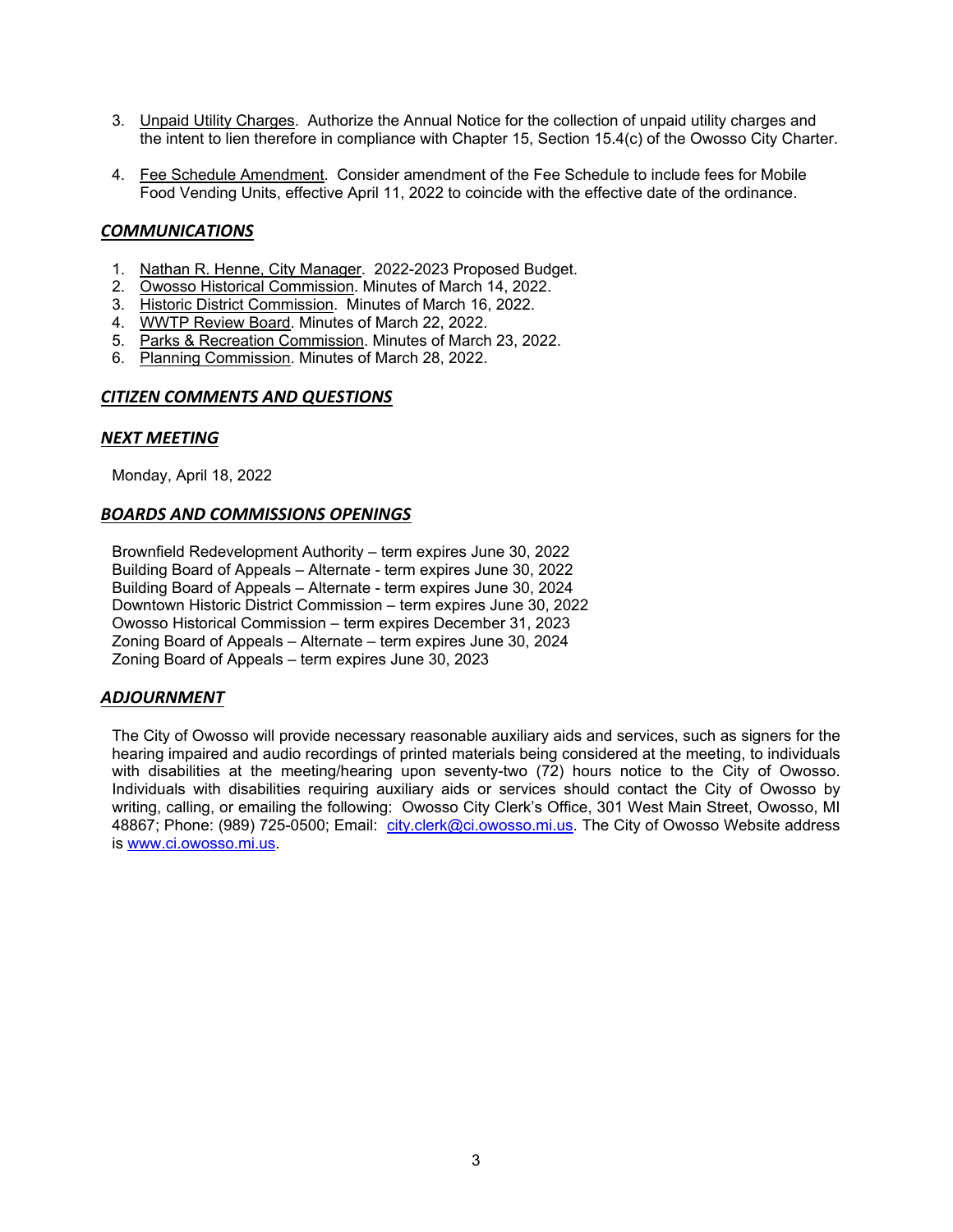3. Unpaid Utility Charges. Authorize the Annual Notice for the collection of unpaid utility charges and the intent to lien therefore in compliance with Chapter 15, Section 15.4(c) of the Owosso City Charter.

4. Fee Schedule Amendment. Consider amendment of the Fee Schedule to include fees for Mobile Food Vending Units, effective April 11, 2022 to coincide with the effective date of the ordinance.

## ***COMMUNICATIONS***

1. Nathan R. Henne, City Manager. 2022-2023 Proposed Budget.
2. Owosso Historical Commission. Minutes of March 14, 2022.
3. Historic District Commission. Minutes of March 16, 2022.
4. WWTP Review Board. Minutes of March 22, 2022.
5. Parks & Recreation Commission. Minutes of March 23, 2022.
6. Planning Commission. Minutes of March 28, 2022.

## ***CITIZEN COMMENTS AND QUESTIONS***

## ***NEXT MEETING***

Monday, April 18, 2022

## ***BOARDS AND COMMISSIONS OPENINGS***

Brownfield Redevelopment Authority – term expires June 30, 2022
Building Board of Appeals – Alternate - term expires June 30, 2022
Building Board of Appeals – Alternate - term expires June 30, 2024
Downtown Historic District Commission – term expires June 30, 2022
Owosso Historical Commission – term expires December 31, 2023
Zoning Board of Appeals – Alternate – term expires June 30, 2024
Zoning Board of Appeals – term expires June 30, 2023

## ***ADJOURNMENT***

The City of Owosso will provide necessary reasonable auxiliary aids and services, such as signers for the hearing impaired and audio recordings of printed materials being considered at the meeting, to individuals with disabilities at the meeting/hearing upon seventy-two (72) hours notice to the City of Owosso. Individuals with disabilities requiring auxiliary aids or services should contact the City of Owosso by writing, calling, or emailing the following: Owosso City Clerk's Office, 301 West Main Street, Owosso, MI 48867; Phone: (989) 725-0500; Email: city.clerk@ci.owosso.mi.us. The City of Owosso Website address is www.ci.owosso.mi.us.